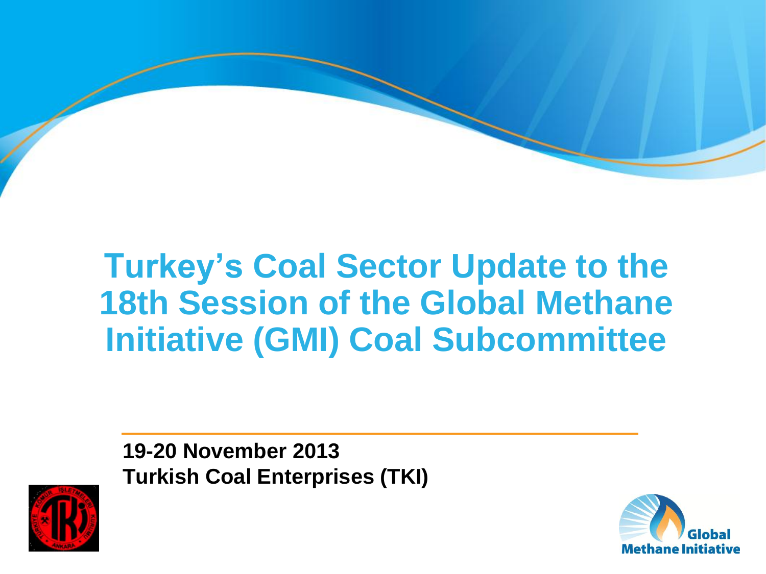# Turkey's Coal Sector Update to the 18th Session of the Global Methane Initiative (GMI) Coal Subcommittee

**19-20 November 2013**
**Turkish Coal Enterprises (TKI)**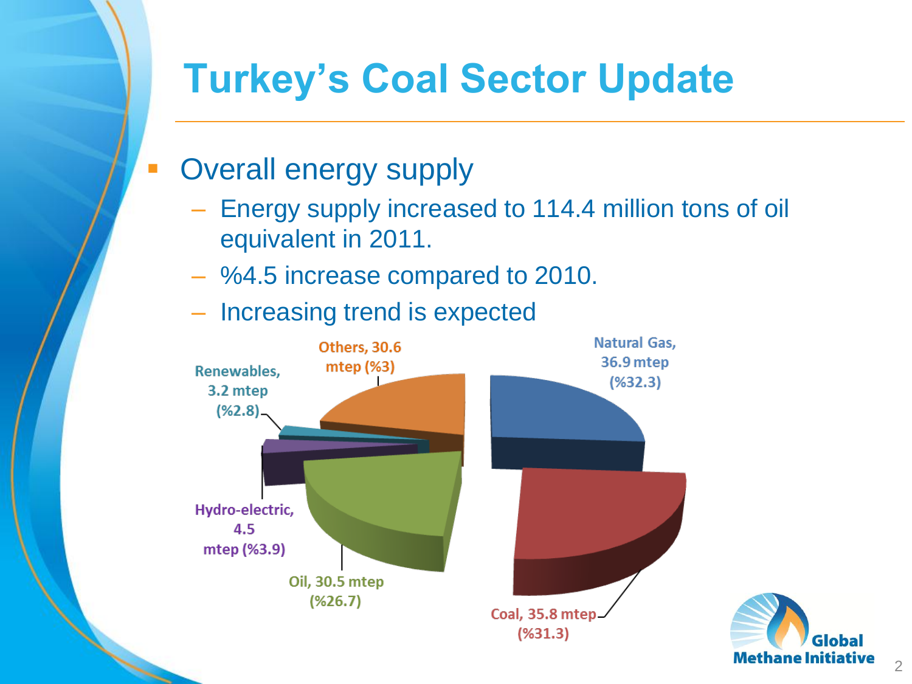# Turkey's Coal Sector Update

- Overall energy supply
  - Energy supply increased to 114.4 million tons of oil equivalent in 2011.
  - %4.5 increase compared to 2010.
  - Increasing trend is expected

Others, 30.6 mtep (%3)

Natural Gas, 36.9 mtep (%32.3)

Renewables, 3.2 mtep (%2.8)

Hydro-electric, 4.5 mtep (%3.9)

Oil, 30.5 mtep (%26.7)

Coal, 35.8 mtep (%31.3)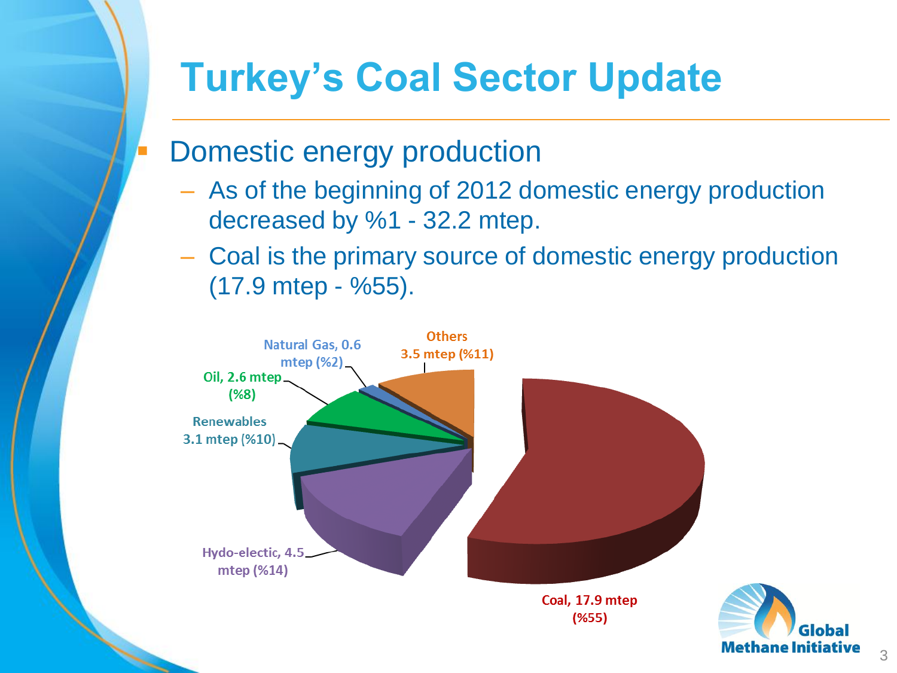# Turkey's Coal Sector Update

- Domestic energy production
  - As of the beginning of 2012 domestic energy production decreased by %1 - 32.2 mtep.
  - Coal is the primary source of domestic energy production (17.9 mtep - %55).

Natural Gas, 0.6 mtep (%2)

Others 3.5 mtep (%11)

Oil, 2.6 mtep (%8)

Renewables 3.1 mtep (%10)

Hydo-electic, 4.5 mtep (%14)

Coal, 17.9 mtep (%55)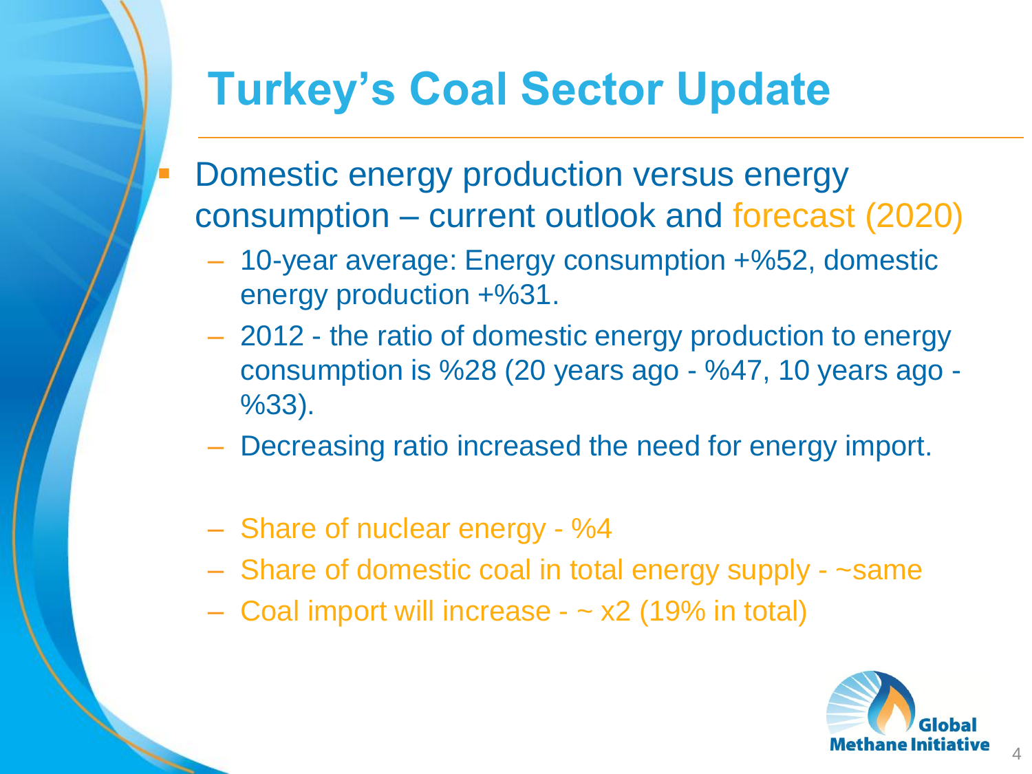# Turkey's Coal Sector Update

- Domestic energy production versus energy consumption – current outlook and forecast (2020)
  - 10-year average: Energy consumption +%52, domestic energy production +%31.
  - 2012 - the ratio of domestic energy production to energy consumption is %28 (20 years ago - %47, 10 years ago - %33).
  - Decreasing ratio increased the need for energy import.

  - Share of nuclear energy - %4
  - Share of domestic coal in total energy supply - ~same
  - Coal import will increase - ~ x2 (19% in total)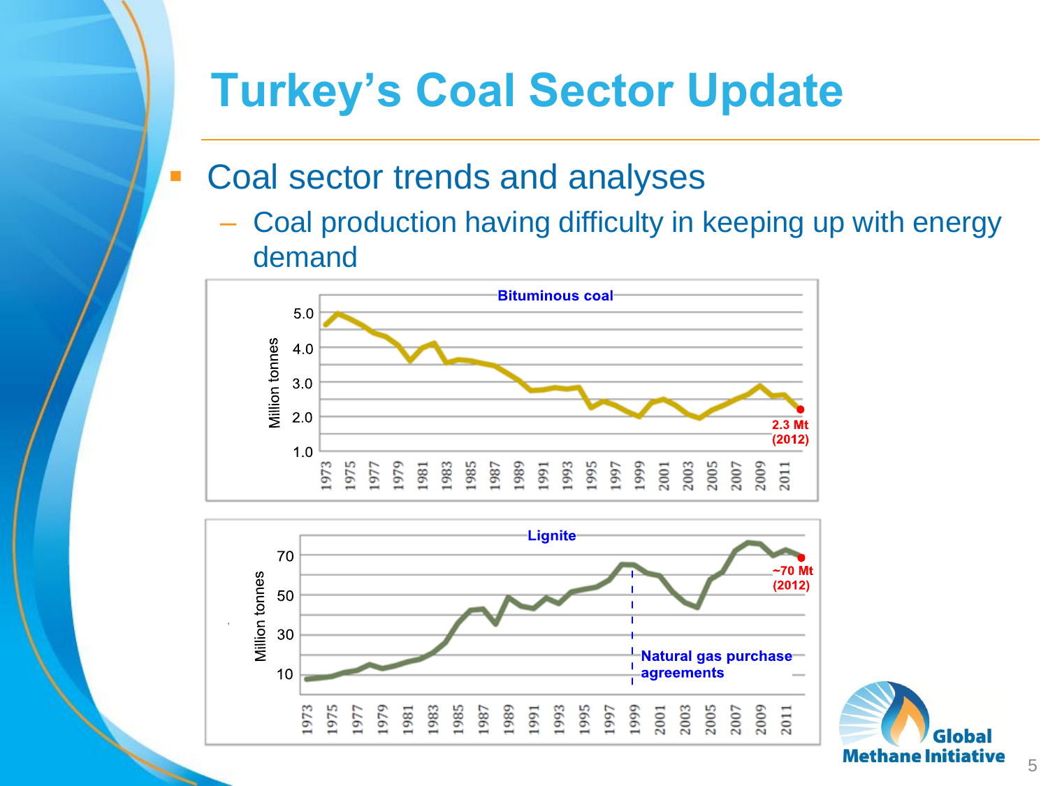# Turkey's Coal Sector Update

- Coal sector trends and analyses
  - Coal production having difficulty in keeping up with energy demand

Bituminous coal

Million tonnes

5.0
4.0
3.0
2.0
1.0

1973 1975 1977 1979 1981 1983 1985 1987 1989 1991 1993 1995 1997 1999 2001 2003 2005 2007 2009 2011

2.3 Mt (2012)

Lignite

Million tonnes

70
50
30
10

1973 1975 1977 1979 1981 1983 1985 1987 1989 1991 1993 1995 1997 1999 2001 2003 2005 2007 2009 2011

~70 Mt (2012)

Natural gas purchase agreements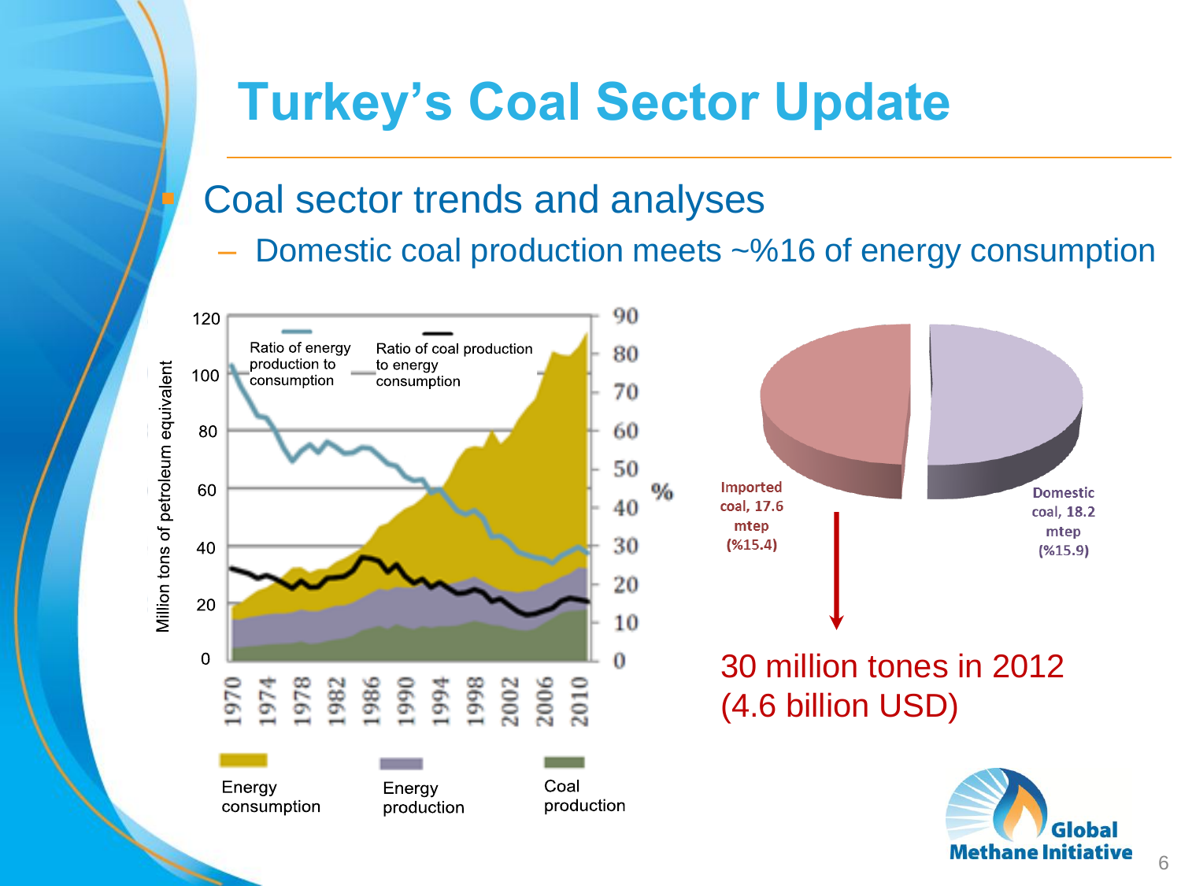# Turkey's Coal Sector Update

- Coal sector trends and analyses
  - Domestic coal production meets ~%16 of energy consumption

Million tons of petroleum equivalent

120
100
80
60
40
20
0

90
80
70
60
50
40
30
20
10
0

%

Ratio of energy production to consumption

Ratio of coal production to energy consumption

1970
1974
1978
1982
1986
1990
1994
1998
2002
2006
2010

Energy consumption

Energy production

Coal production

Imported coal, 17.6 mtep (%15.4)

Domestic coal, 18.2 mtep (%15.9)

30 million tones in 2012 (4.6 billion USD)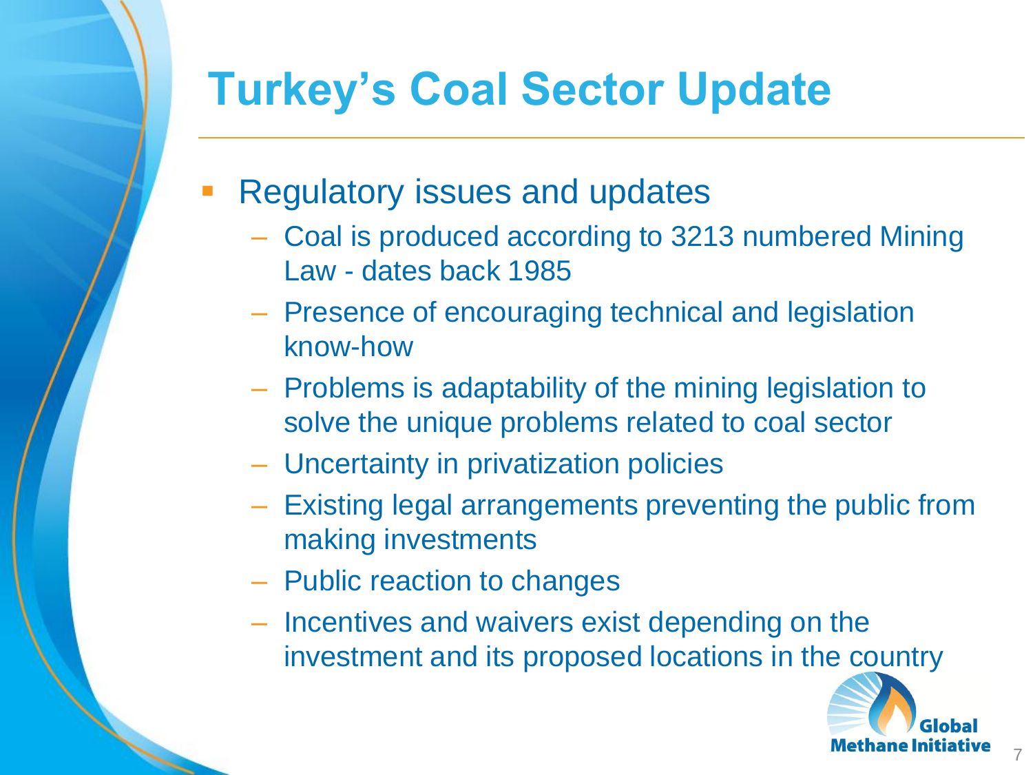# Turkey's Coal Sector Update

- Regulatory issues and updates
  - Coal is produced according to 3213 numbered Mining Law - dates back 1985
  - Presence of encouraging technical and legislation know-how
  - Problems is adaptability of the mining legislation to solve the unique problems related to coal sector
  - Uncertainty in privatization policies
  - Existing legal arrangements preventing the public from making investments
  - Public reaction to changes
  - Incentives and waivers exist depending on the investment and its proposed locations in the country

Global Methane Initiative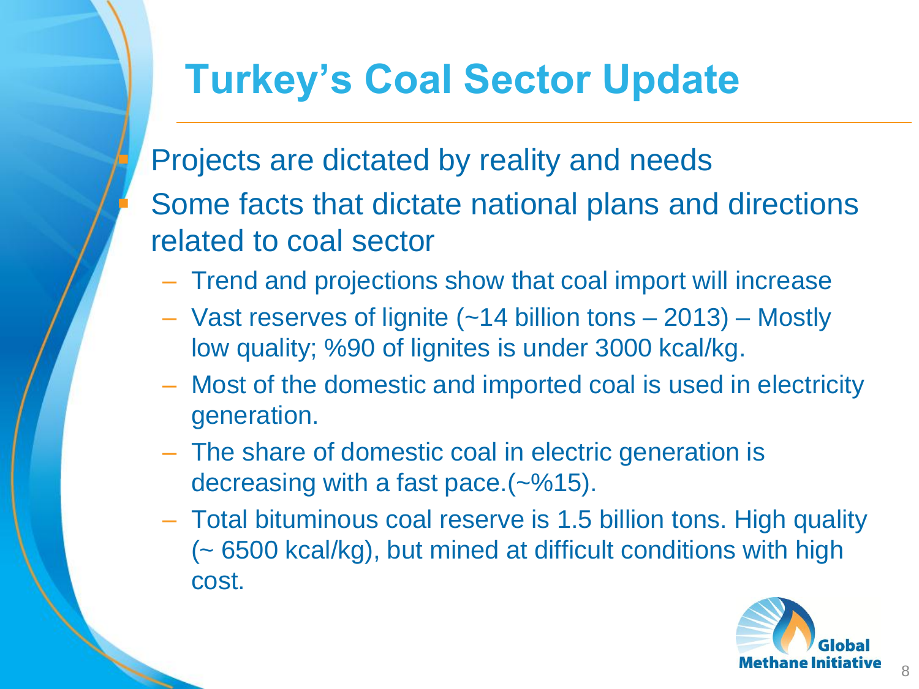# Turkey's Coal Sector Update

- Projects are dictated by reality and needs
- Some facts that dictate national plans and directions related to coal sector
  - Trend and projections show that coal import will increase
  - Vast reserves of lignite (~14 billion tons – 2013) – Mostly low quality; %90 of lignites is under 3000 kcal/kg.
  - Most of the domestic and imported coal is used in electricity generation.
  - The share of domestic coal in electric generation is decreasing with a fast pace.(~%15).
  - Total bituminous coal reserve is 1.5 billion tons. High quality (~ 6500 kcal/kg), but mined at difficult conditions with high cost.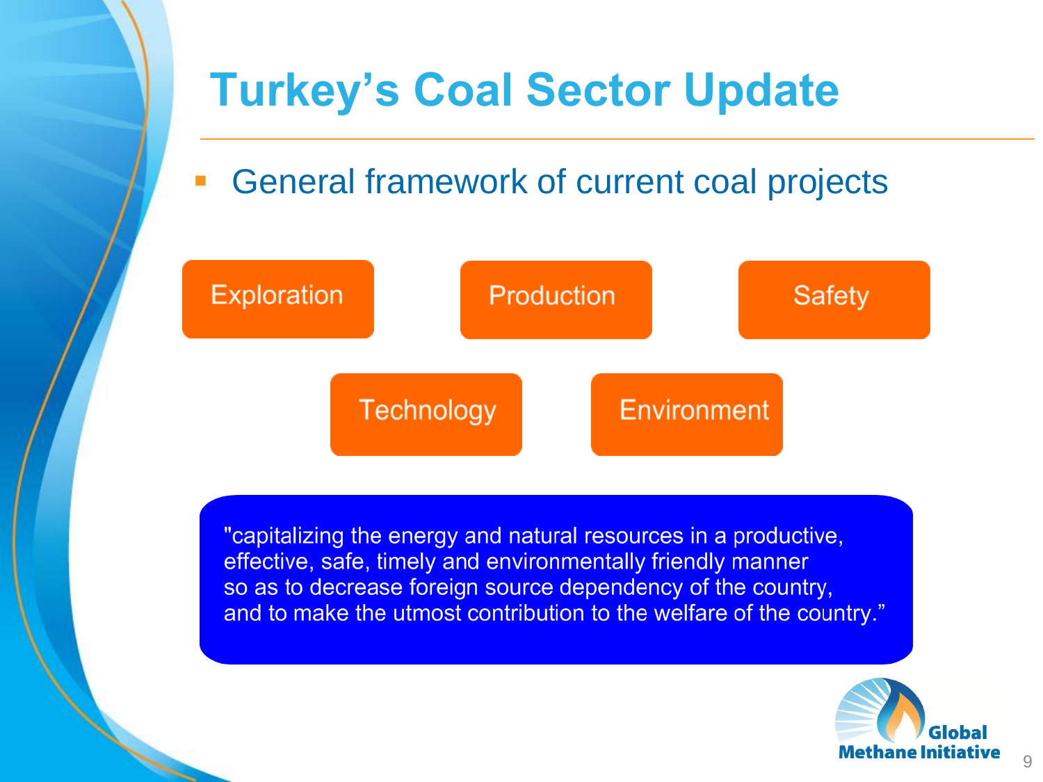# Turkey's Coal Sector Update

- General framework of current coal projects

Exploration

Production

Safety

Technology

Environment

"capitalizing the energy and natural resources in a productive, effective, safe, timely and environmentally friendly manner so as to decrease foreign source dependency of the country, and to make the utmost contribution to the welfare of the country."

Global Methane Initiative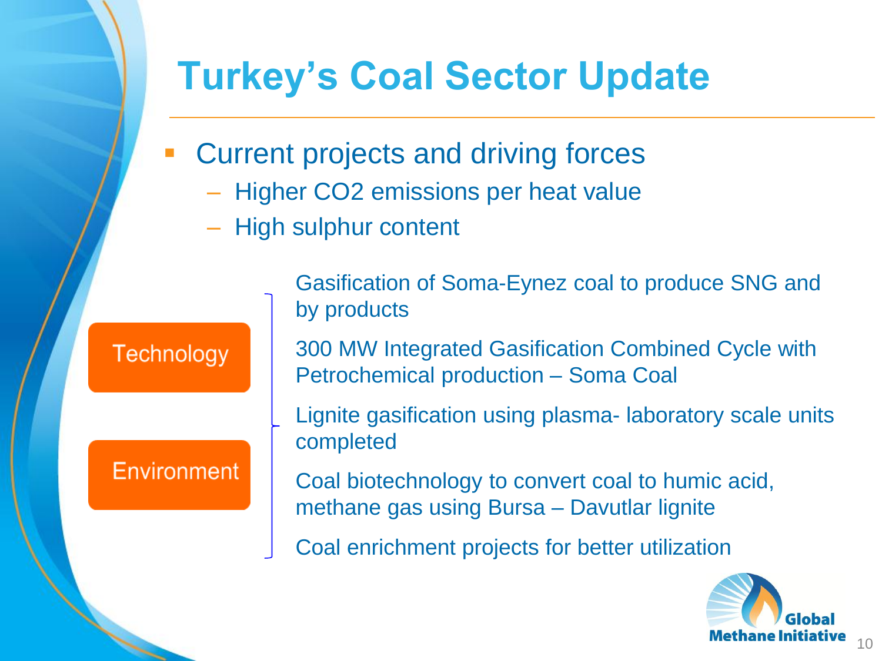# Turkey's Coal Sector Update

- Current projects and driving forces
  - Higher $CO_2$ emissions per heat value
  - High sulphur content

Technology

Environment

- Gasification of Soma-Eynez coal to produce SNG and by products
- 300 MW Integrated Gasification Combined Cycle with Petrochemical production – Soma Coal
- Lignite gasification using plasma- laboratory scale units completed
- Coal biotechnology to convert coal to humic acid, methane gas using Bursa – Davutlar lignite
- Coal enrichment projects for better utilization

Global Methane Initiative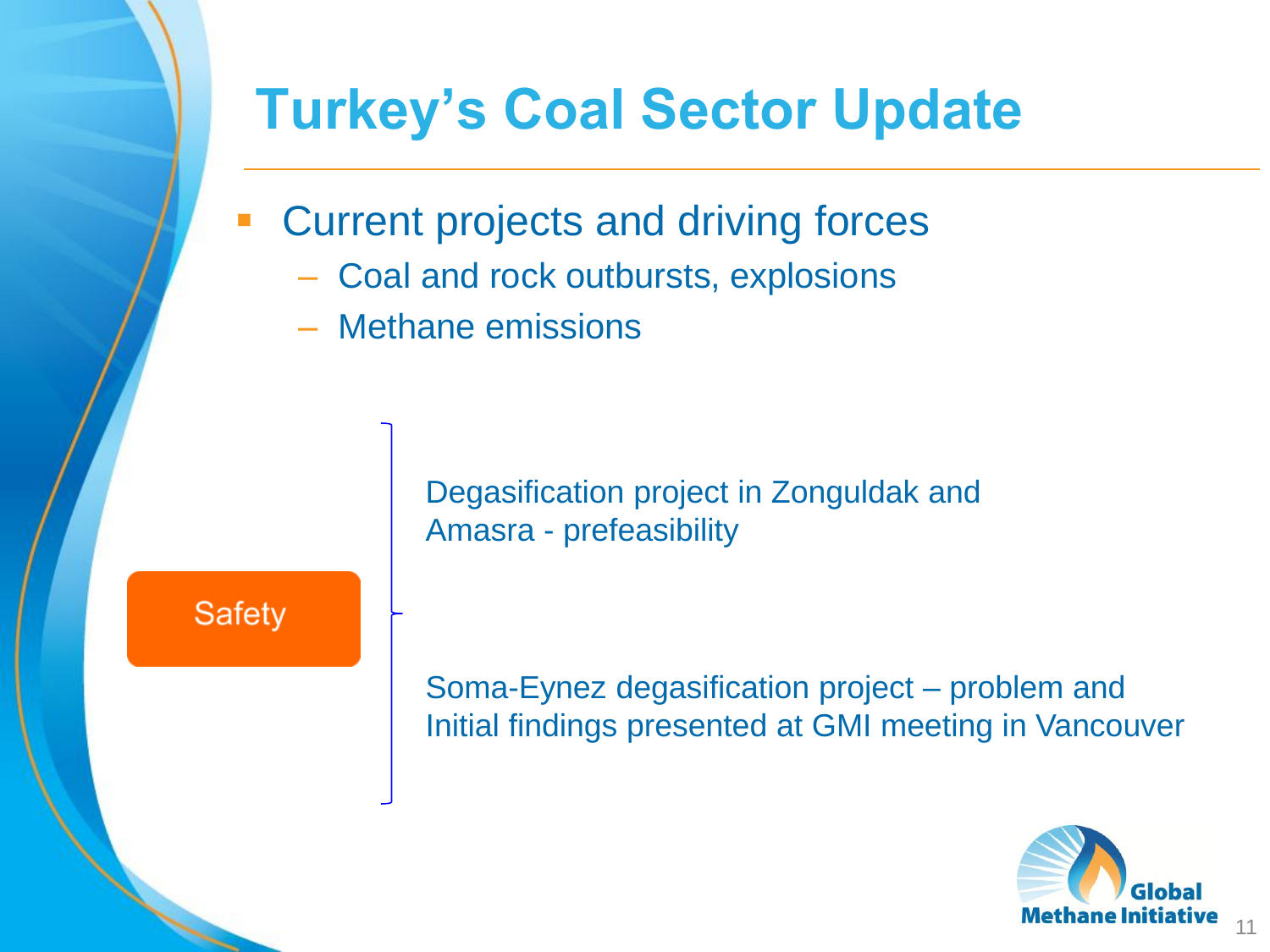# Turkey's Coal Sector Update

- Current projects and driving forces
  - Coal and rock outbursts, explosions
  - Methane emissions

Safety

- Degasification project in Zonguldak and Amasra - prefeasibility
- Soma-Eynez degasification project – problem and Initial findings presented at GMI meeting in Vancouver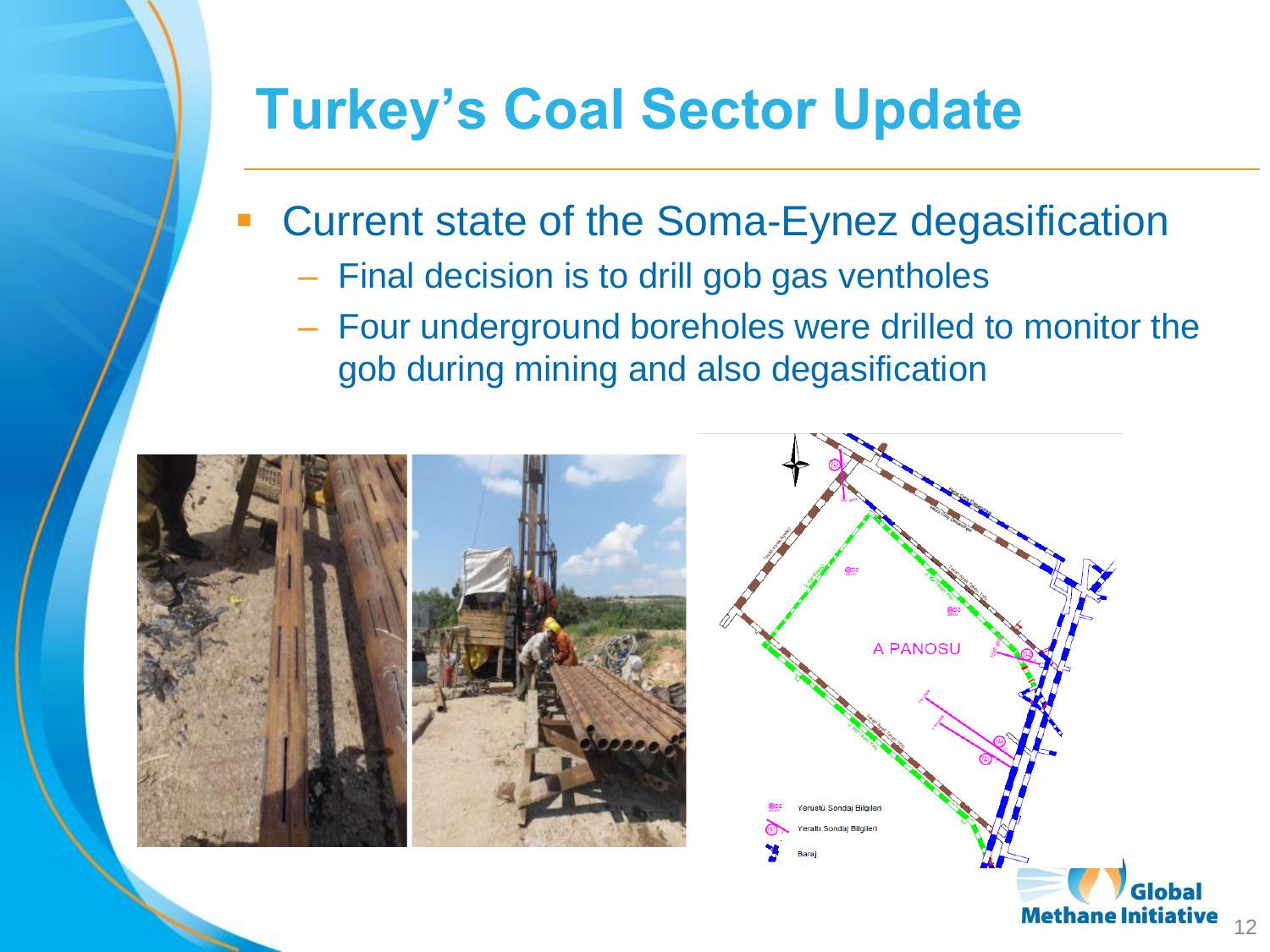# Turkey's Coal Sector Update

- Current state of the Soma-Eynez degasification
  - Final decision is to drill gob gas ventholes
  - Four underground boreholes were drilled to monitor the gob during mining and also degasification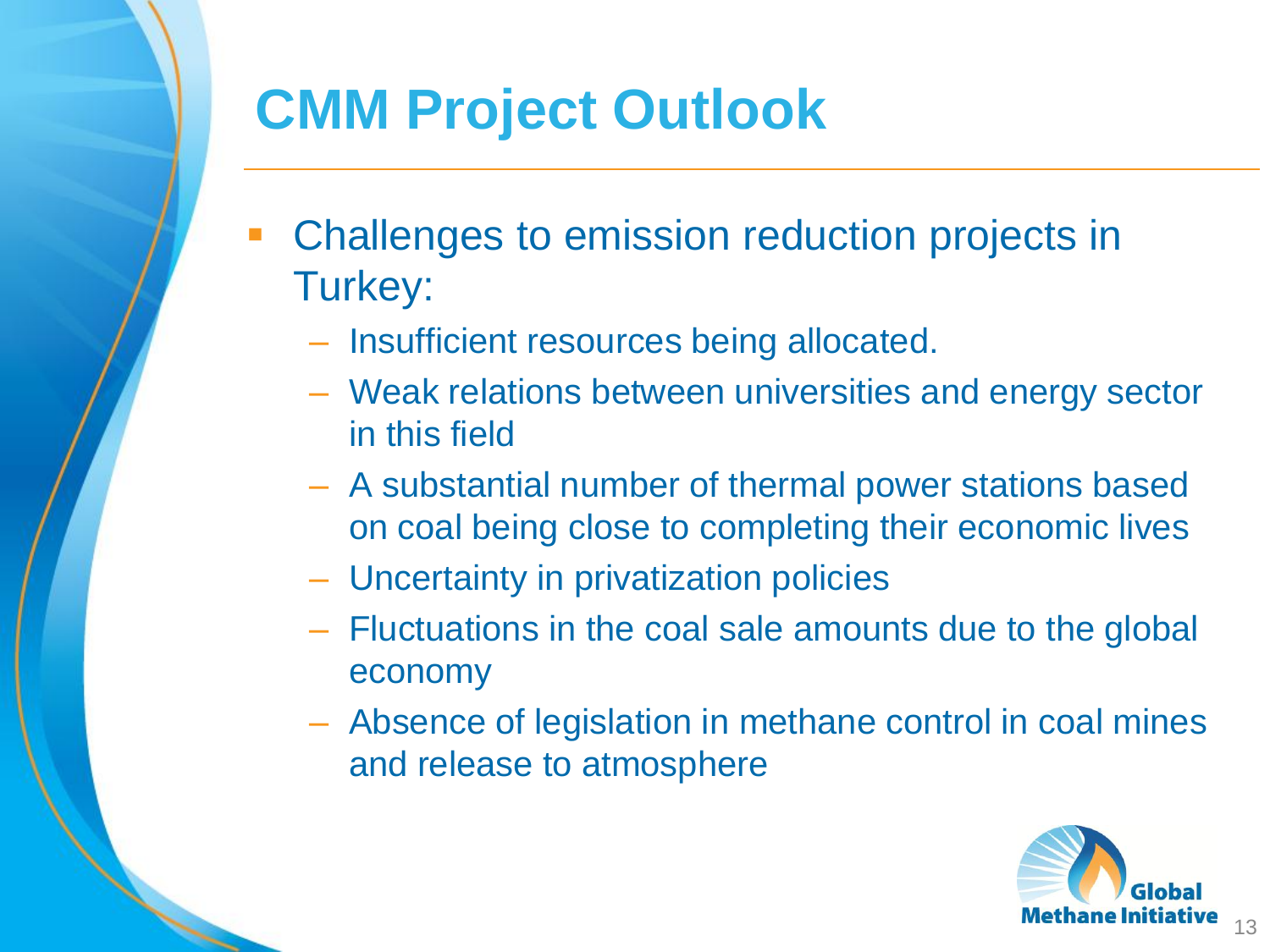# CMM Project Outlook

- Challenges to emission reduction projects in Turkey:
  - Insufficient resources being allocated.
  - Weak relations between universities and energy sector in this field
  - A substantial number of thermal power stations based on coal being close to completing their economic lives
  - Uncertainty in privatization policies
  - Fluctuations in the coal sale amounts due to the global economy
  - Absence of legislation in methane control in coal mines and release to atmosphere

Global Methane Initiative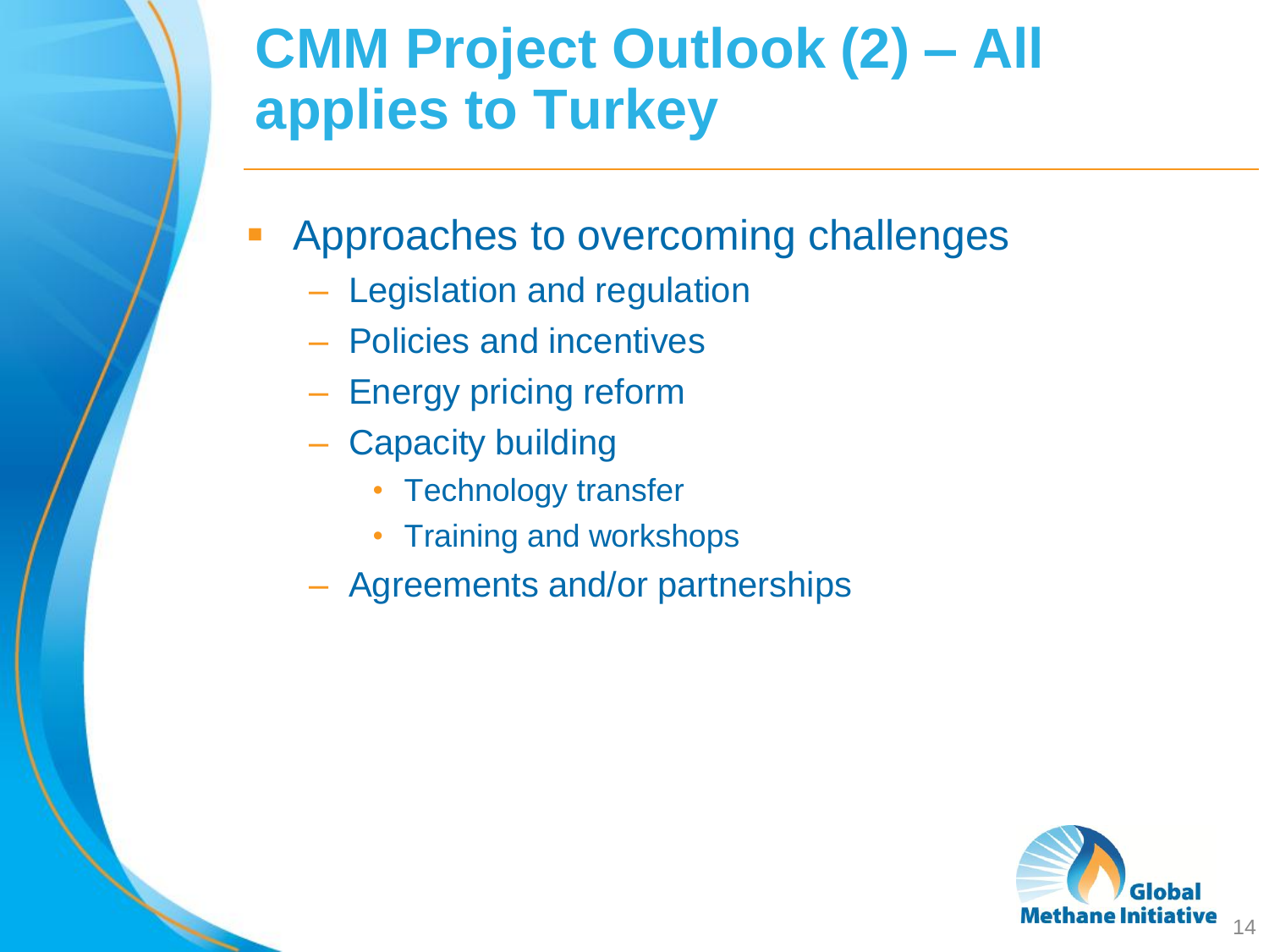# CMM Project Outlook (2) – All applies to Turkey

- Approaches to overcoming challenges
  - Legislation and regulation
  - Policies and incentives
  - Energy pricing reform
  - Capacity building
    - Technology transfer
    - Training and workshops
  - Agreements and/or partnerships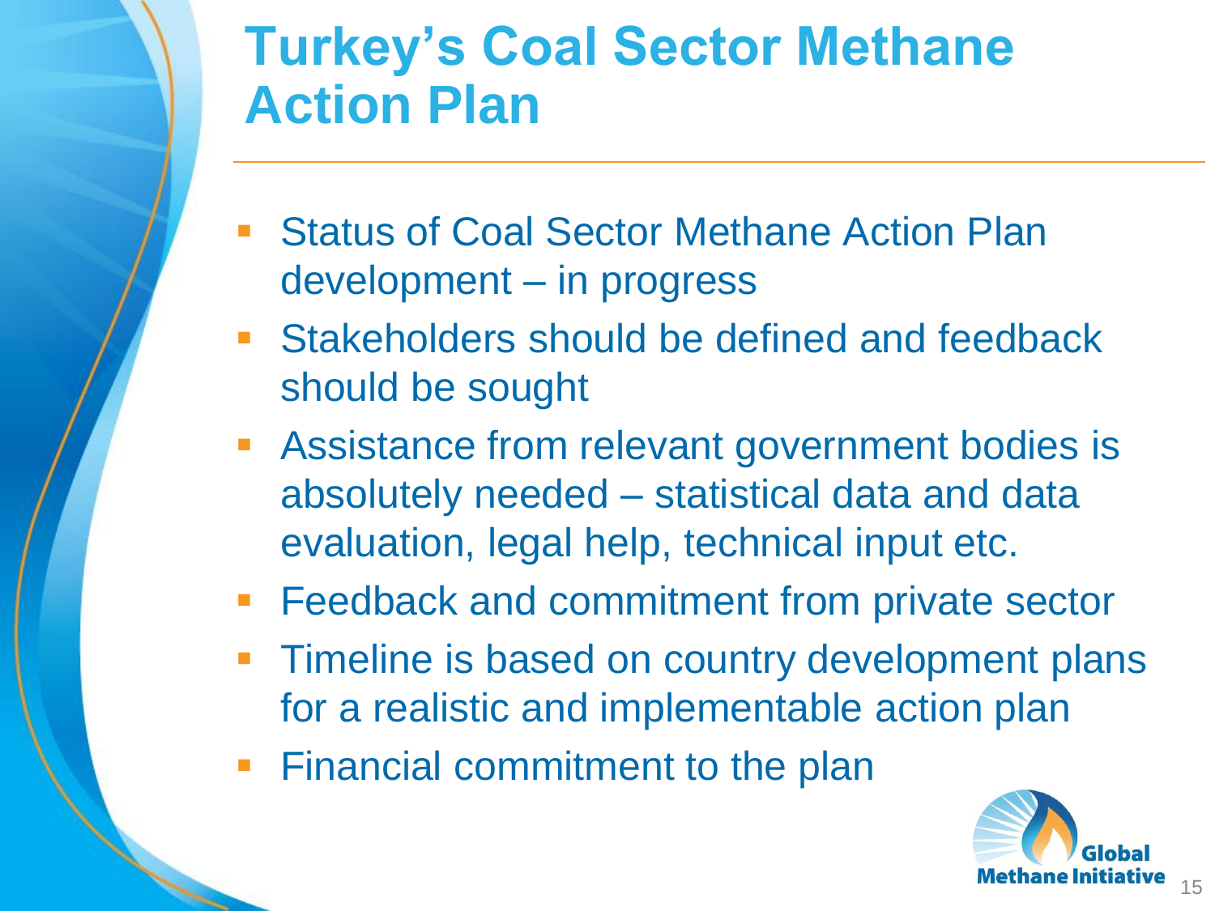# Turkey's Coal Sector Methane Action Plan

- Status of Coal Sector Methane Action Plan development – in progress
- Stakeholders should be defined and feedback should be sought
- Assistance from relevant government bodies is absolutely needed – statistical data and data evaluation, legal help, technical input etc.
- Feedback and commitment from private sector
- Timeline is based on country development plans for a realistic and implementable action plan
- Financial commitment to the plan

Global Methane Initiative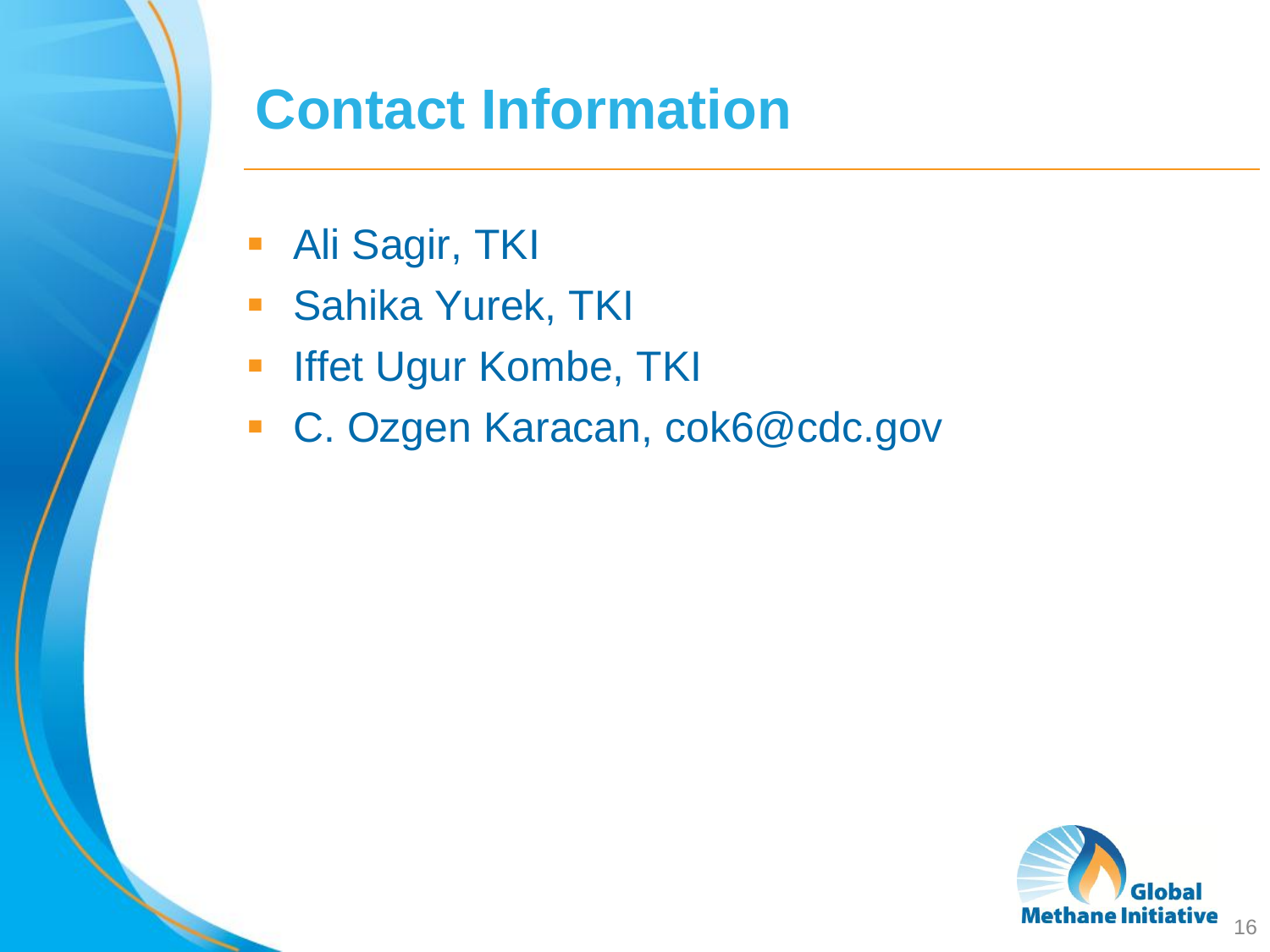# Contact Information

- Ali Sagir, TKI
- Sahika Yurek, TKI
- Iffet Ugur Kombe, TKI
- C. Ozgen Karacan, cok6@cdc.gov